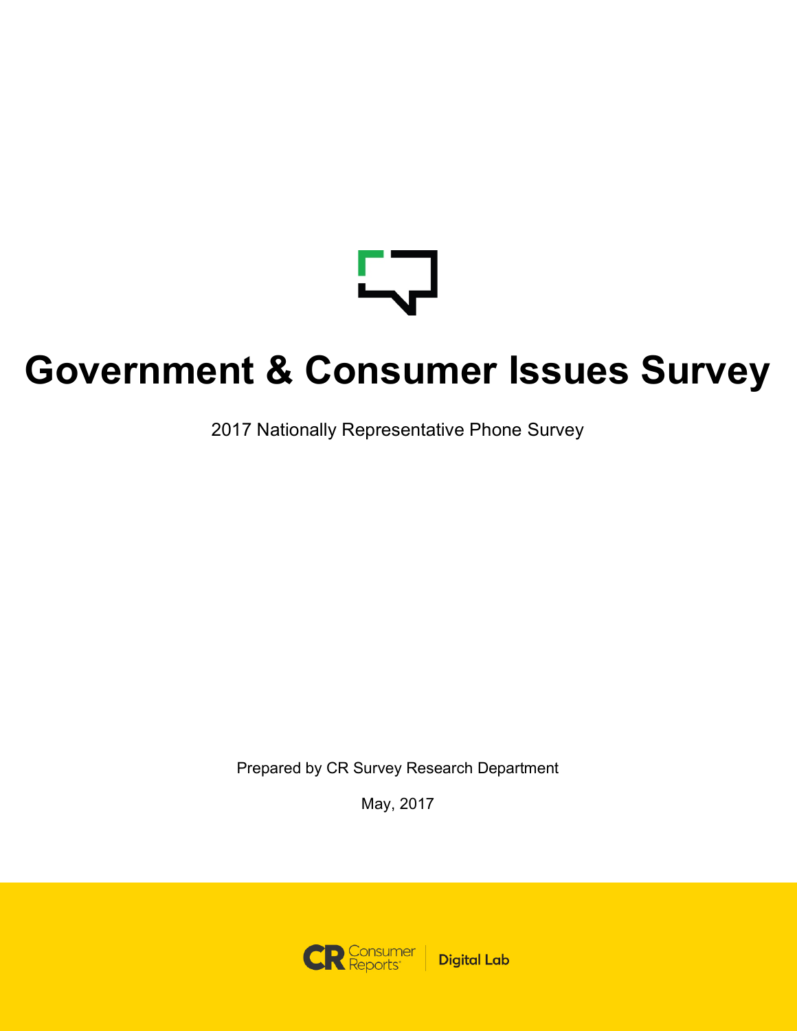# Government & Consumer Issues Survey

2017 Nationally Representative Phone Survey

Prepared by CR Survey Research Department

May, 2017

Consumer Reports | Digital Lab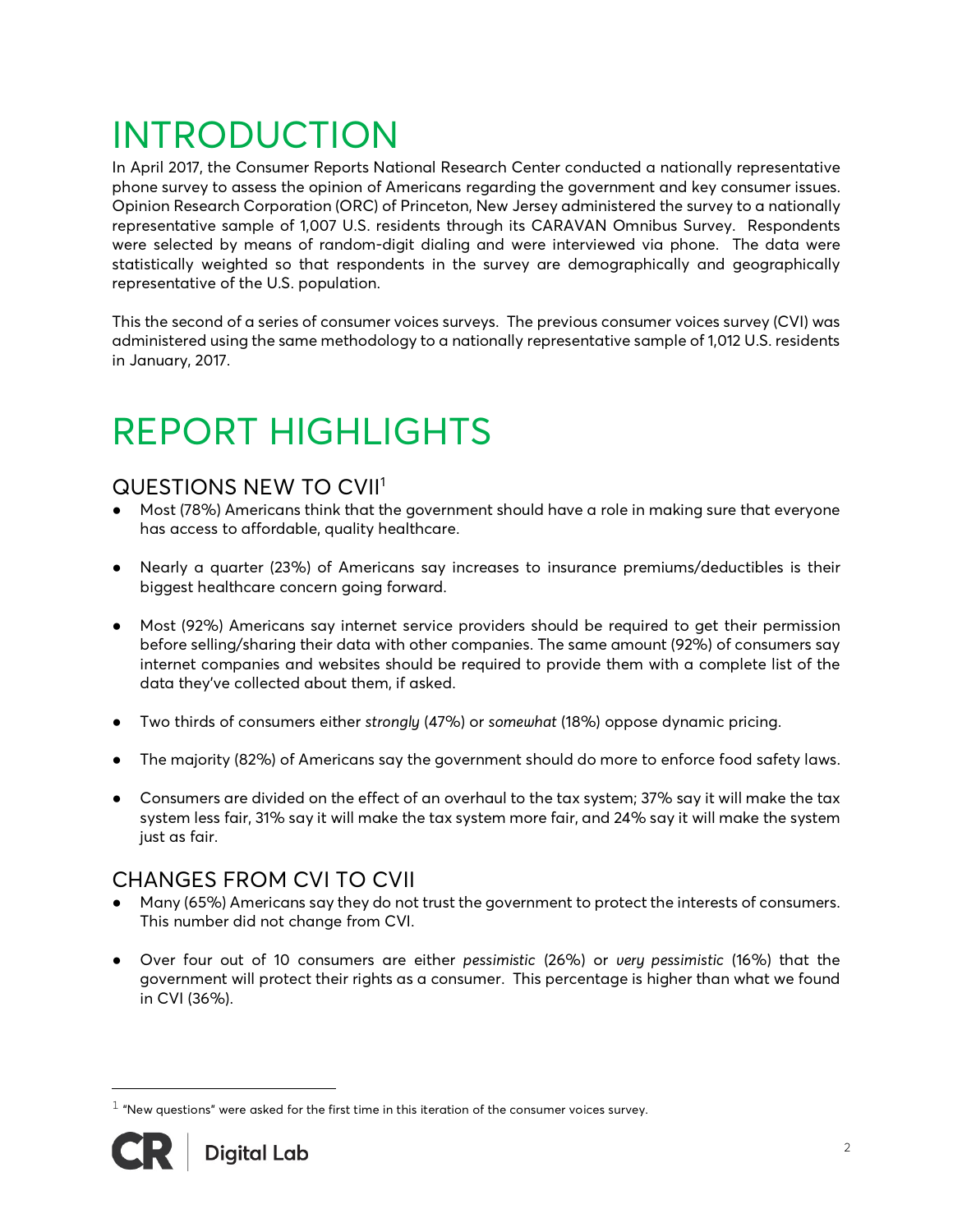# INTRODUCTION

In April 2017, the Consumer Reports National Research Center conducted a nationally representative phone survey to assess the opinion of Americans regarding the government and key consumer issues. Opinion Research Corporation (ORC) of Princeton, New Jersey administered the survey to a nationally representative sample of 1,007 U.S. residents through its CARAVAN Omnibus Survey. Respondents were selected by means of random-digit dialing and were interviewed via phone. The data were statistically weighted so that respondents in the survey are demographically and geographically representative of the U.S. population.

This the second of a series of consumer voices surveys. The previous consumer voices survey (CVI) was administered using the same methodology to a nationally representative sample of 1,012 U.S. residents in January, 2017.

# REPORT HIGHLIGHTS

## QUESTIONS NEW TO CVII[1]

- Most (78%) Americans think that the government should have a role in making sure that everyone has access to affordable, quality healthcare.
- Nearly a quarter (23%) of Americans say increases to insurance premiums/deductibles is their biggest healthcare concern going forward.
- Most (92%) Americans say internet service providers should be required to get their permission before selling/sharing their data with other companies. The same amount (92%) of consumers say internet companies and websites should be required to provide them with a complete list of the data they've collected about them, if asked.
- Two thirds of consumers either *strongly* (47%) or *somewhat* (18%) oppose dynamic pricing.
- The majority (82%) of Americans say the government should do more to enforce food safety laws.
- Consumers are divided on the effect of an overhaul to the tax system; 37% say it will make the tax system less fair, 31% say it will make the tax system more fair, and 24% say it will make the system just as fair.

## CHANGES FROM CVI TO CVII

- Many (65%) Americans say they do not trust the government to protect the interests of consumers. This number did not change from CVI.
- Over four out of 10 consumers are either *pessimistic* (26%) or *very pessimistic* (16%) that the government will protect their rights as a consumer. This percentage is higher than what we found in CVI (36%).

---

[1] "New questions" were asked for the first time in this iteration of the consumer voices survey.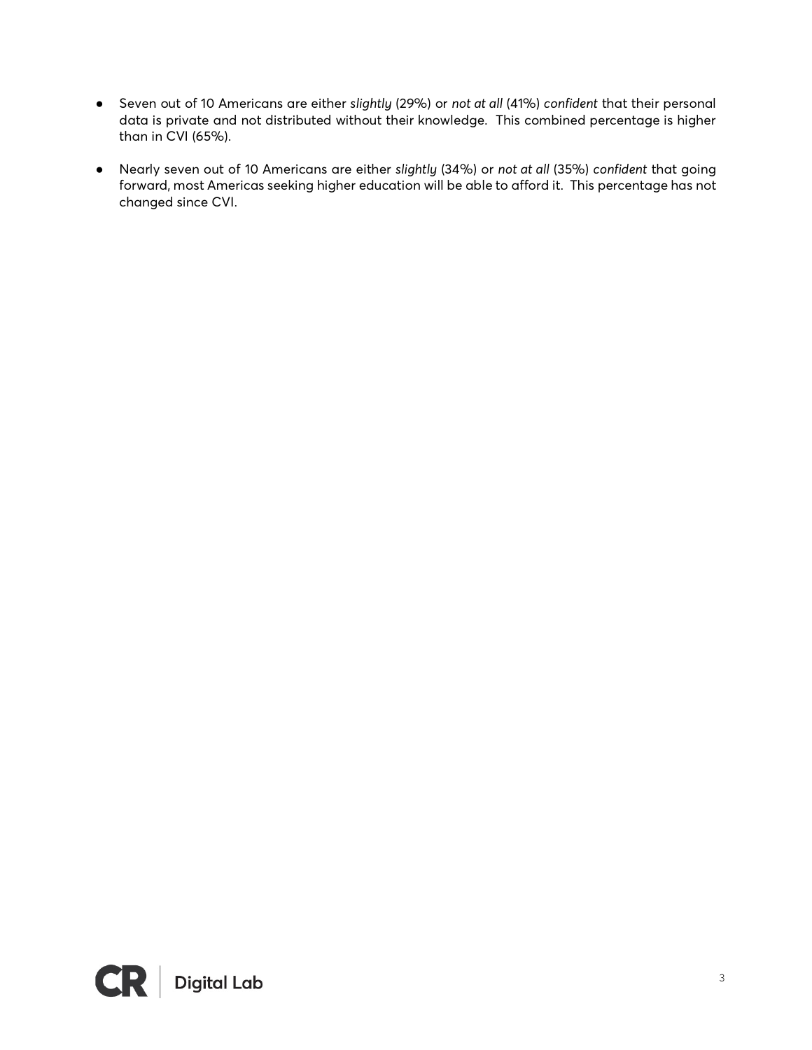- Seven out of 10 Americans are either *slightly* (29%) or *not at all* (41%) *confident* that their personal data is private and not distributed without their knowledge. This combined percentage is higher than in CVI (65%).
- Nearly seven out of 10 Americans are either *slightly* (34%) or *not at all* (35%) *confident* that going forward, most Americas seeking higher education will be able to afford it. This percentage has not changed since CVI.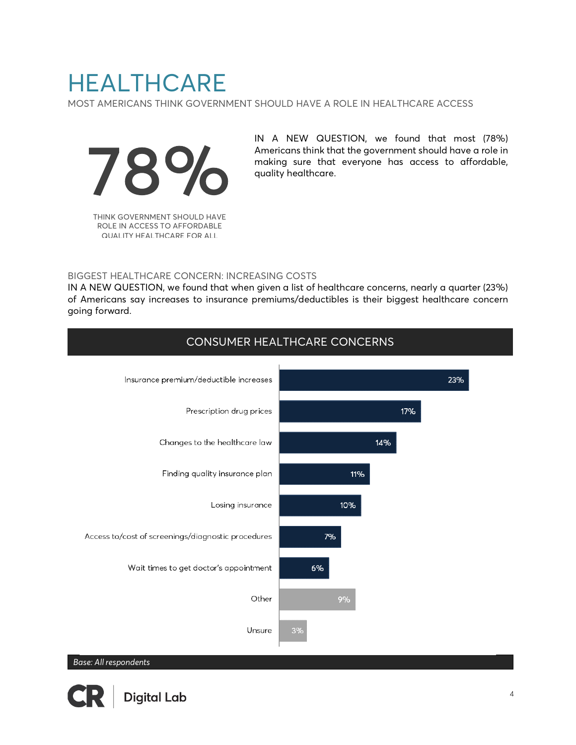# HEALTHCARE

MOST AMERICANS THINK GOVERNMENT SHOULD HAVE A ROLE IN HEALTHCARE ACCESS

# 78%

THINK GOVERNMENT SHOULD HAVE ROLE IN ACCESS TO AFFORDABLE QUALITY HEALTHCARE FOR ALL

IN A NEW QUESTION, we found that most (78%) Americans think that the government should have a role in making sure that everyone has access to affordable, quality healthcare.

## BIGGEST HEALTHCARE CONCERN: INCREASING COSTS

IN A NEW QUESTION, we found that when given a list of healthcare concerns, nearly a quarter (23%) of Americans say increases to insurance premiums/deductibles is their biggest healthcare concern going forward.

### CONSUMER HEALTHCARE CONCERNS

| Concern | % |
|---|---|
| Insurance premium/deductible increases | 23% |
| Prescription drug prices | 17% |
| Changes to the healthcare law | 14% |
| Finding quality insurance plan | 11% |
| Losing insurance | 10% |
| Access to/cost of screenings/diagnostic procedures | 7% |
| Wait times to get doctor's appointment | 6% |
| Other | 9% |
| Unsure | 3% |

*Base: All respondents*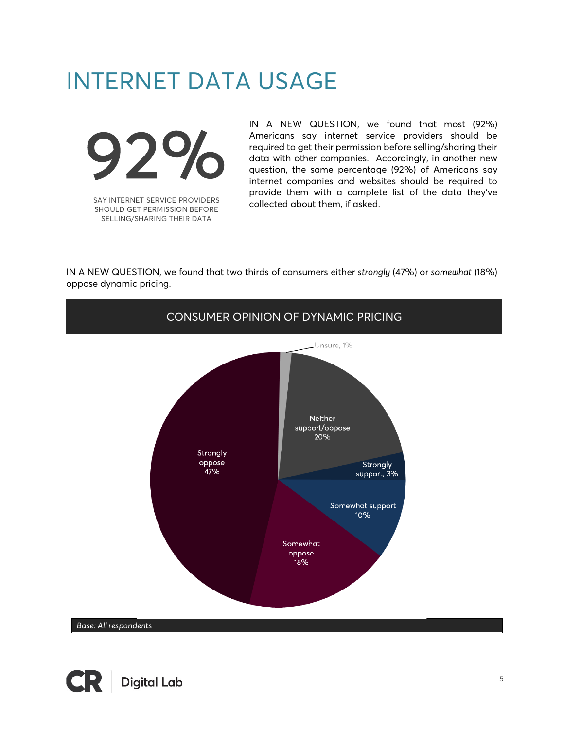# INTERNET DATA USAGE

**92%**

SAY INTERNET SERVICE PROVIDERS SHOULD GET PERMISSION BEFORE SELLING/SHARING THEIR DATA

IN A NEW QUESTION, we found that most (92%) Americans say internet service providers should be required to get their permission before selling/sharing their data with other companies. Accordingly, in another new question, the same percentage (92%) of Americans say internet companies and websites should be required to provide them with a complete list of the data they've collected about them, if asked.

IN A NEW QUESTION, we found that two thirds of consumers either *strongly* (47%) or *somewhat* (18%) oppose dynamic pricing.

**CONSUMER OPINION OF DYNAMIC PRICING**

| Response | Percentage |
|---|---|
| Strongly oppose | 47% |
| Somewhat oppose | 18% |
| Somewhat support | 10% |
| Strongly support | 3% |
| Neither support/oppose | 20% |
| Unsure | 1% |

*Base: All respondents*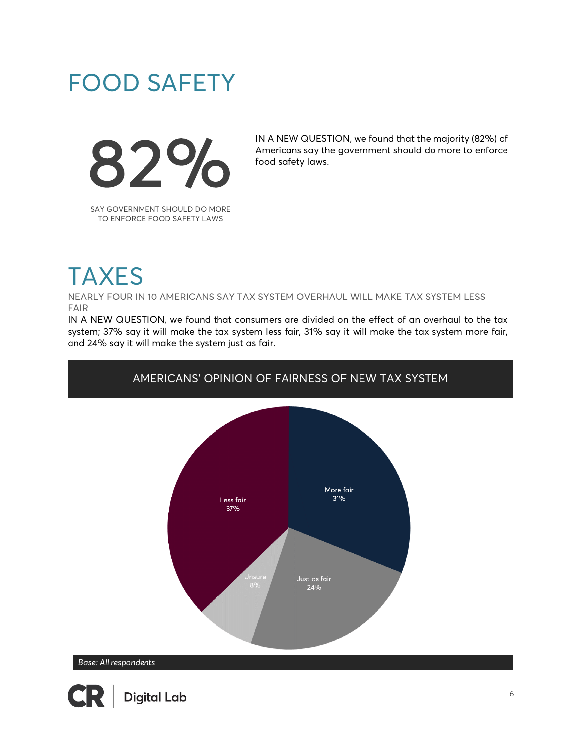# FOOD SAFETY

82%

SAY GOVERNMENT SHOULD DO MORE TO ENFORCE FOOD SAFETY LAWS

IN A NEW QUESTION, we found that the majority (82%) of Americans say the government should do more to enforce food safety laws.

# TAXES

NEARLY FOUR IN 10 AMERICANS SAY TAX SYSTEM OVERHAUL WILL MAKE TAX SYSTEM LESS FAIR

IN A NEW QUESTION, we found that consumers are divided on the effect of an overhaul to the tax system; 37% say it will make the tax system less fair, 31% say it will make the tax system more fair, and 24% say it will make the system just as fair.

AMERICANS' OPINION OF FAIRNESS OF NEW TAX SYSTEM

| Opinion | Percentage |
|---|---|
| Less fair | 37% |
| More fair | 31% |
| Just as fair | 24% |
| Unsure | 8% |

*Base: All respondents*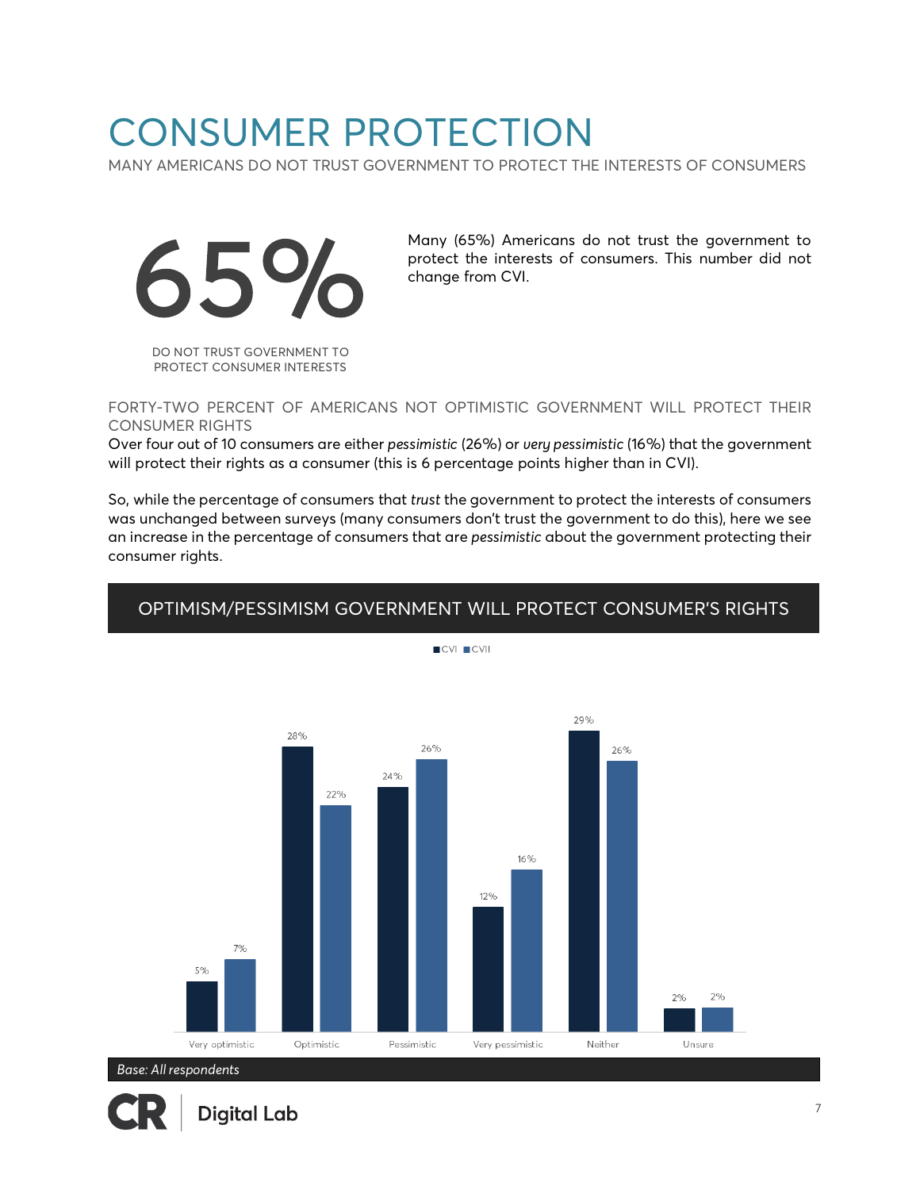# CONSUMER PROTECTION

MANY AMERICANS DO NOT TRUST GOVERNMENT TO PROTECT THE INTERESTS OF CONSUMERS

**65%**

DO NOT TRUST GOVERNMENT TO PROTECT CONSUMER INTERESTS

Many (65%) Americans do not trust the government to protect the interests of consumers. This number did not change from CVI.

## FORTY-TWO PERCENT OF AMERICANS NOT OPTIMISTIC GOVERNMENT WILL PROTECT THEIR CONSUMER RIGHTS

Over four out of 10 consumers are either *pessimistic* (26%) or *very pessimistic* (16%) that the government will protect their rights as a consumer (this is 6 percentage points higher than in CVI).

So, while the percentage of consumers that *trust* the government to protect the interests of consumers was unchanged between surveys (many consumers don't trust the government to do this), here we see an increase in the percentage of consumers that are *pessimistic* about the government protecting their consumer rights.

### OPTIMISM/PESSIMISM GOVERNMENT WILL PROTECT CONSUMER'S RIGHTS

| | CVI | CVII |
|---|---|---|
| Very optimistic | 5% | 7% |
| Optimistic | 28% | 22% |
| Pessimistic | 24% | 26% |
| Very pessimistic | 12% | 16% |
| Neither | 29% | 26% |
| Unsure | 2% | 2% |

*Base: All respondents*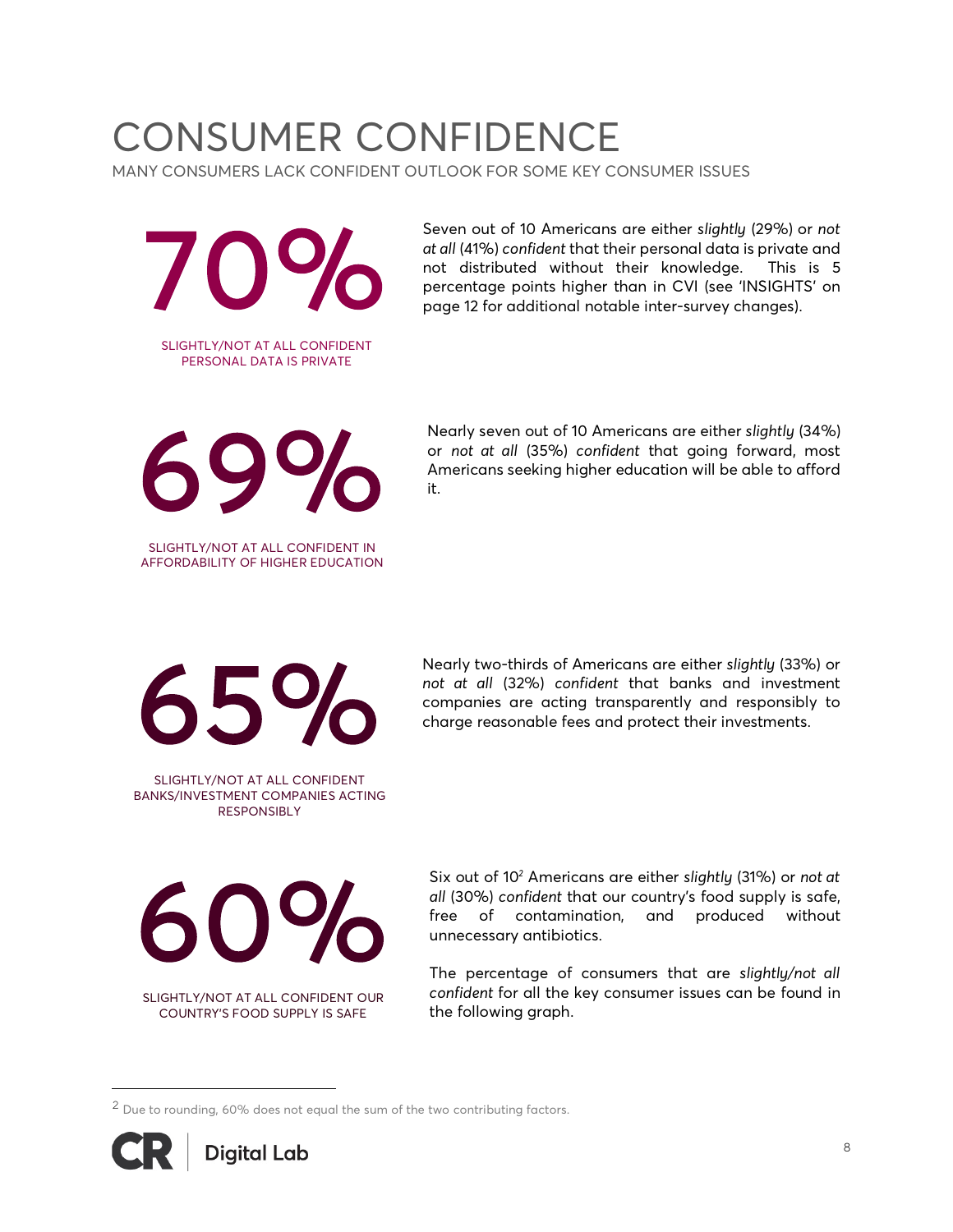# CONSUMER CONFIDENCE

MANY CONSUMERS LACK CONFIDENT OUTLOOK FOR SOME KEY CONSUMER ISSUES

**70%**

SLIGHTLY/NOT AT ALL CONFIDENT PERSONAL DATA IS PRIVATE

Seven out of 10 Americans are either *slightly* (29%) or *not at all* (41%) *confident* that their personal data is private and not distributed without their knowledge. This is 5 percentage points higher than in CVI (see 'INSIGHTS' on page 12 for additional notable inter-survey changes).

**69%**

SLIGHTLY/NOT AT ALL CONFIDENT IN AFFORDABILITY OF HIGHER EDUCATION

Nearly seven out of 10 Americans are either *slightly* (34%) or *not at all* (35%) *confident* that going forward, most Americans seeking higher education will be able to afford it.

**65%**

SLIGHTLY/NOT AT ALL CONFIDENT BANKS/INVESTMENT COMPANIES ACTING RESPONSIBLY

Nearly two-thirds of Americans are either *slightly* (33%) or *not at all* (32%) *confident* that banks and investment companies are acting transparently and responsibly to charge reasonable fees and protect their investments.

**60%**

SLIGHTLY/NOT AT ALL CONFIDENT OUR COUNTRY'S FOOD SUPPLY IS SAFE

Six out of 10[2] Americans are either *slightly* (31%) or *not at all* (30%) *confident* that our country's food supply is safe, free of contamination, and produced without unnecessary antibiotics.

The percentage of consumers that are *slightly/not all confident* for all the key consumer issues can be found in the following graph.

---

[2] Due to rounding, 60% does not equal the sum of the two contributing factors.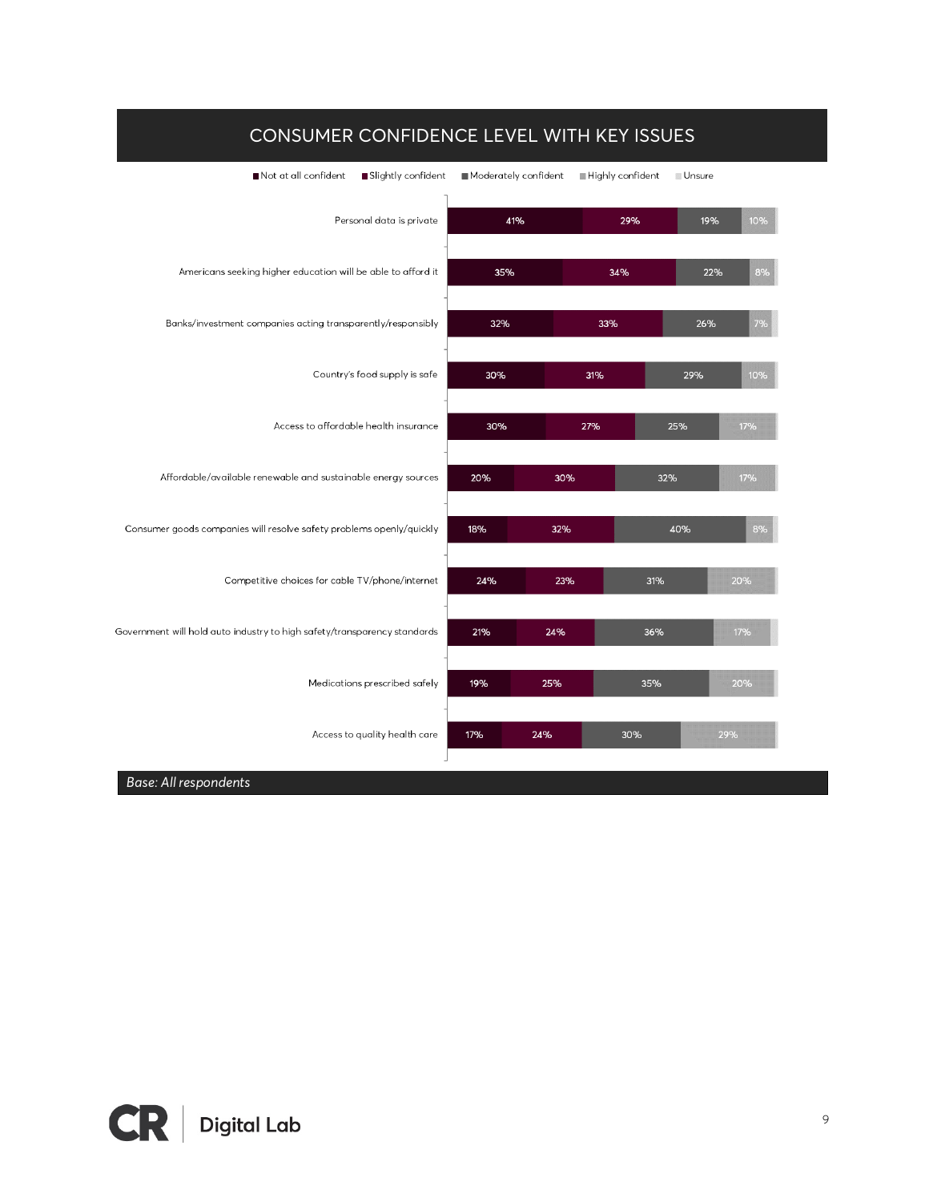## CONSUMER CONFIDENCE LEVEL WITH KEY ISSUES

| Issue | Not at all confident | Slightly confident | Moderately confident | Highly confident | Unsure |
|---|---|---|---|---|---|
| Personal data is private | 41% | 29% | 19% | 10% | |
| Americans seeking higher education will be able to afford it | 35% | 34% | 22% | 8% | |
| Banks/investment companies acting transparently/responsibly | 32% | 33% | 26% | 7% | |
| Country's food supply is safe | 30% | 31% | 29% | 10% | |
| Access to affordable health insurance | 30% | 27% | 25% | 17% | |
| Affordable/available renewable and sustainable energy sources | 20% | 30% | 32% | 17% | |
| Consumer goods companies will resolve safety problems openly/quickly | 18% | 32% | 40% | 8% | |
| Competitive choices for cable TV/phone/internet | 24% | 23% | 31% | 20% | |
| Government will hold auto industry to high safety/transparency standards | 21% | 24% | 36% | 17% | |
| Medications prescribed safely | 19% | 25% | 35% | 20% | |
| Access to quality health care | 17% | 24% | 30% | 29% | |

*Base: All respondents*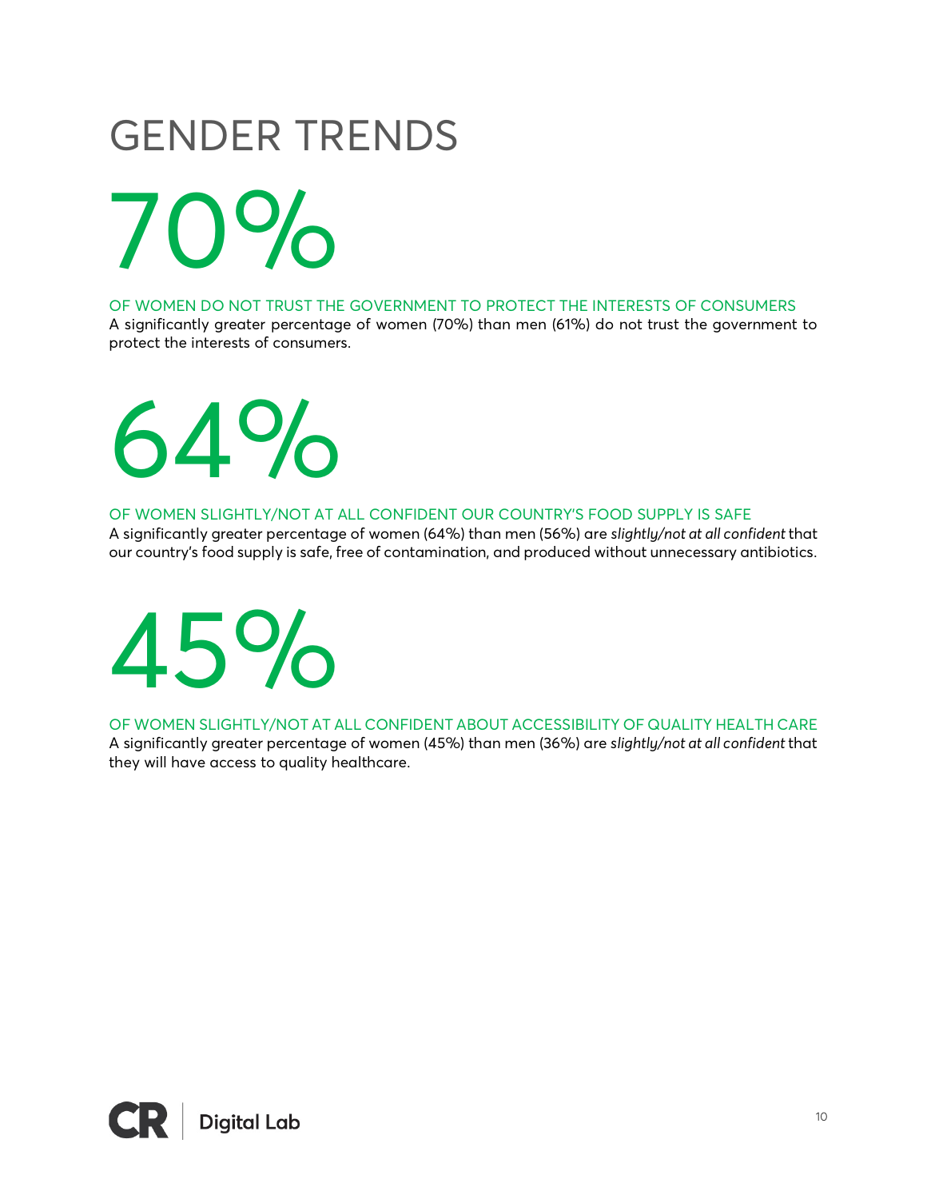# GENDER TRENDS

## 70%

OF WOMEN DO NOT TRUST THE GOVERNMENT TO PROTECT THE INTERESTS OF CONSUMERS

A significantly greater percentage of women (70%) than men (61%) do not trust the government to protect the interests of consumers.

## 64%

OF WOMEN SLIGHTLY/NOT AT ALL CONFIDENT OUR COUNTRY'S FOOD SUPPLY IS SAFE

A significantly greater percentage of women (64%) than men (56%) are *slightly/not at all confident* that our country's food supply is safe, free of contamination, and produced without unnecessary antibiotics.

## 45%

OF WOMEN SLIGHTLY/NOT AT ALL CONFIDENT ABOUT ACCESSIBILITY OF QUALITY HEALTH CARE

A significantly greater percentage of women (45%) than men (36%) are *slightly/not at all confident* that they will have access to quality healthcare.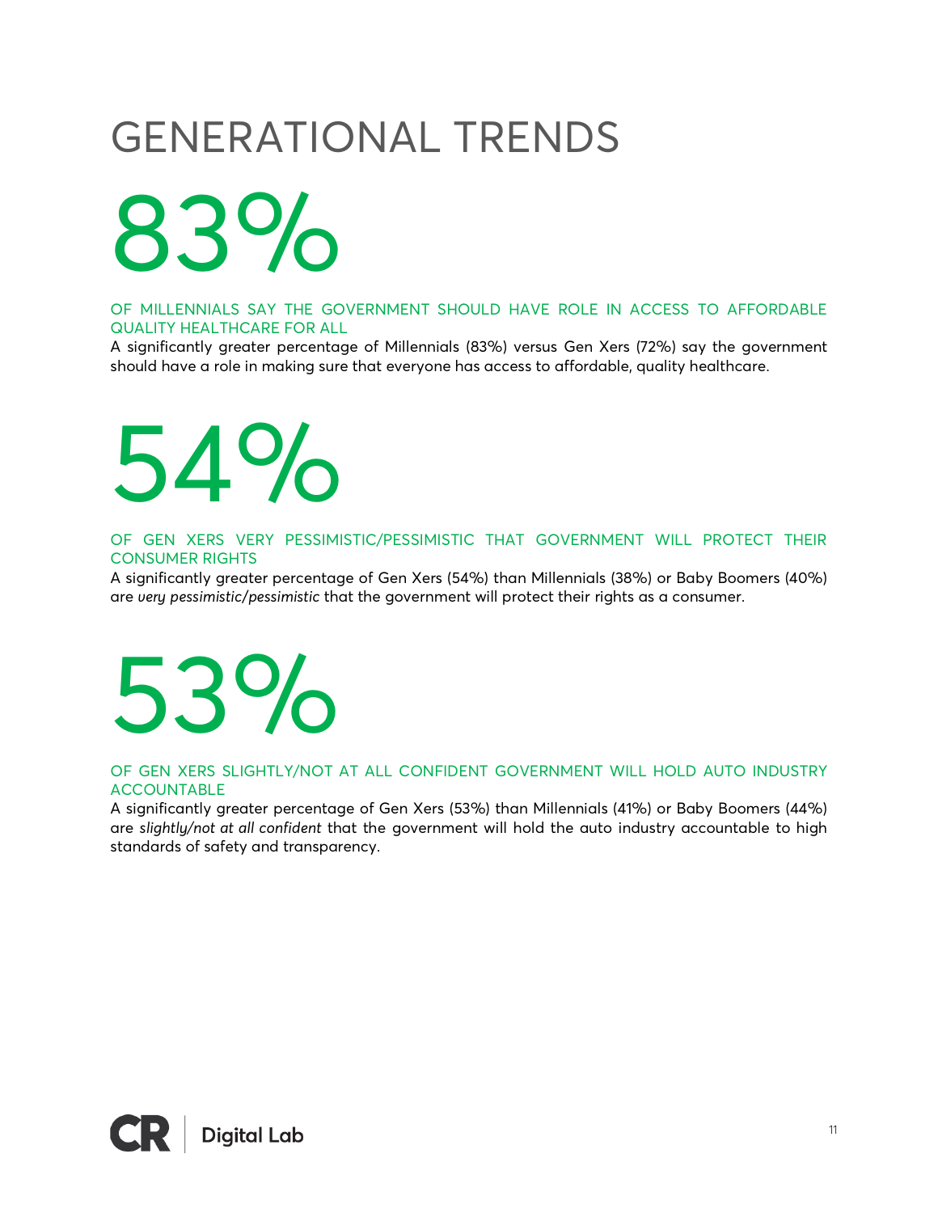# GENERATIONAL TRENDS

## 83%

OF MILLENNIALS SAY THE GOVERNMENT SHOULD HAVE ROLE IN ACCESS TO AFFORDABLE QUALITY HEALTHCARE FOR ALL

A significantly greater percentage of Millennials (83%) versus Gen Xers (72%) say the government should have a role in making sure that everyone has access to affordable, quality healthcare.

## 54%

OF GEN XERS VERY PESSIMISTIC/PESSIMISTIC THAT GOVERNMENT WILL PROTECT THEIR CONSUMER RIGHTS

A significantly greater percentage of Gen Xers (54%) than Millennials (38%) or Baby Boomers (40%) are *very pessimistic/pessimistic* that the government will protect their rights as a consumer.

## 53%

OF GEN XERS SLIGHTLY/NOT AT ALL CONFIDENT GOVERNMENT WILL HOLD AUTO INDUSTRY ACCOUNTABLE

A significantly greater percentage of Gen Xers (53%) than Millennials (41%) or Baby Boomers (44%) are *slightly/not at all confident* that the government will hold the auto industry accountable to high standards of safety and transparency.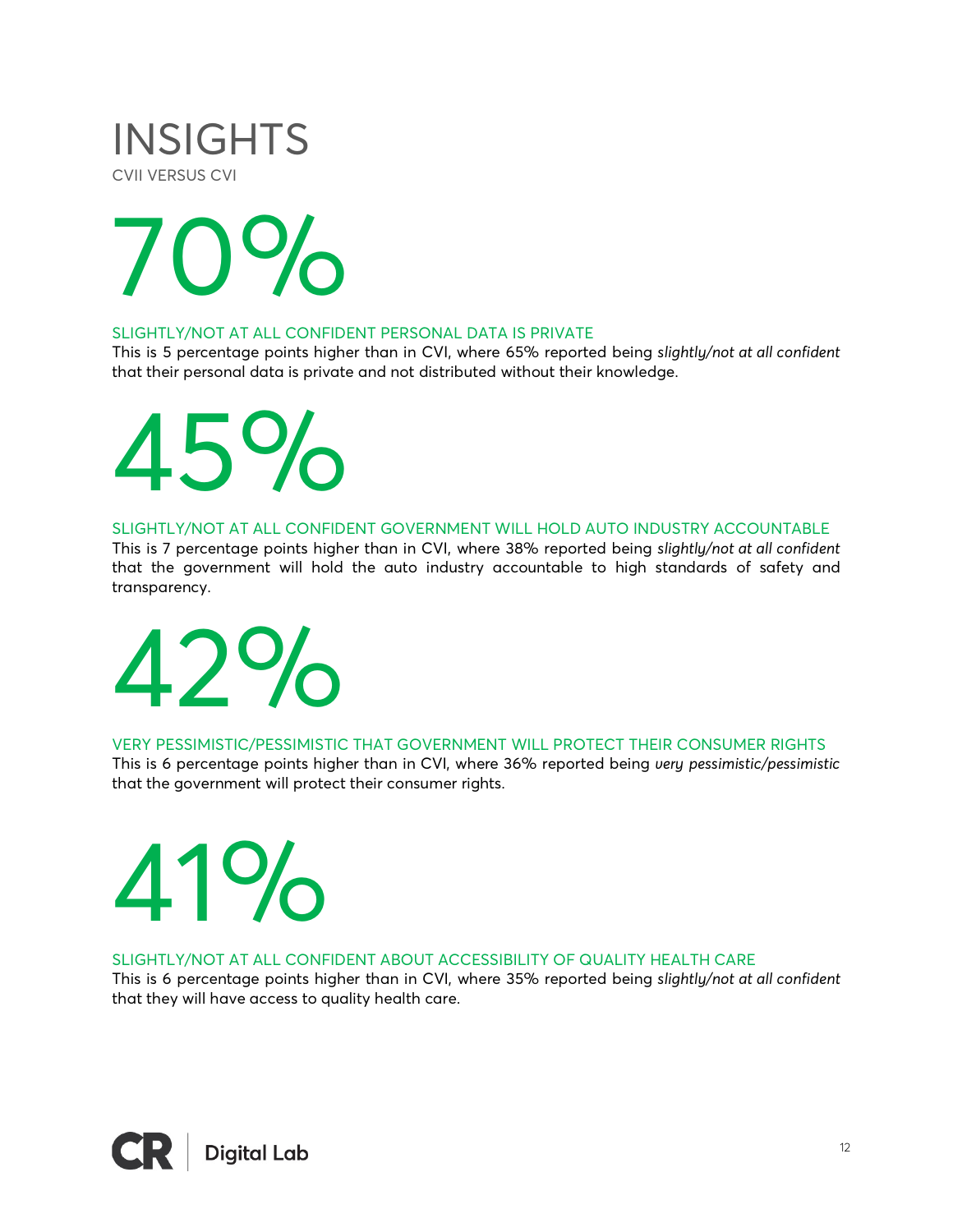# INSIGHTS

CVII VERSUS CVI

## 70%

SLIGHTLY/NOT AT ALL CONFIDENT PERSONAL DATA IS PRIVATE

This is 5 percentage points higher than in CVI, where 65% reported being *slightly/not at all confident* that their personal data is private and not distributed without their knowledge.

## 45%

SLIGHTLY/NOT AT ALL CONFIDENT GOVERNMENT WILL HOLD AUTO INDUSTRY ACCOUNTABLE

This is 7 percentage points higher than in CVI, where 38% reported being *slightly/not at all confident* that the government will hold the auto industry accountable to high standards of safety and transparency.

## 42%

VERY PESSIMISTIC/PESSIMISTIC THAT GOVERNMENT WILL PROTECT THEIR CONSUMER RIGHTS

This is 6 percentage points higher than in CVI, where 36% reported being *very pessimistic/pessimistic* that the government will protect their consumer rights.

## 41%

SLIGHTLY/NOT AT ALL CONFIDENT ABOUT ACCESSIBILITY OF QUALITY HEALTH CARE

This is 6 percentage points higher than in CVI, where 35% reported being *slightly/not at all confident* that they will have access to quality health care.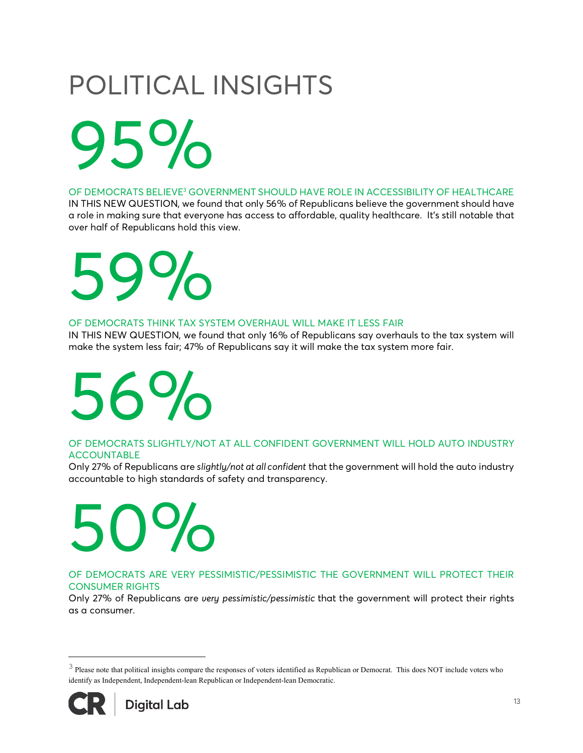# POLITICAL INSIGHTS

## 95%

OF DEMOCRATS BELIEVE[3] GOVERNMENT SHOULD HAVE ROLE IN ACCESSIBILITY OF HEALTHCARE

IN THIS NEW QUESTION, we found that only 56% of Republicans believe the government should have a role in making sure that everyone has access to affordable, quality healthcare. It's still notable that over half of Republicans hold this view.

## 59%

OF DEMOCRATS THINK TAX SYSTEM OVERHAUL WILL MAKE IT LESS FAIR

IN THIS NEW QUESTION, we found that only 16% of Republicans say overhauls to the tax system will make the system less fair; 47% of Republicans say it will make the tax system more fair.

## 56%

OF DEMOCRATS SLIGHTLY/NOT AT ALL CONFIDENT GOVERNMENT WILL HOLD AUTO INDUSTRY ACCOUNTABLE

Only 27% of Republicans are *slightly/not at all confident* that the government will hold the auto industry accountable to high standards of safety and transparency.

## 50%

OF DEMOCRATS ARE VERY PESSIMISTIC/PESSIMISTIC THE GOVERNMENT WILL PROTECT THEIR CONSUMER RIGHTS

Only 27% of Republicans are *very pessimistic/pessimistic* that the government will protect their rights as a consumer.

---

[3] Please note that political insights compare the responses of voters identified as Republican or Democrat. This does NOT include voters who identify as Independent, Independent-lean Republican or Independent-lean Democratic.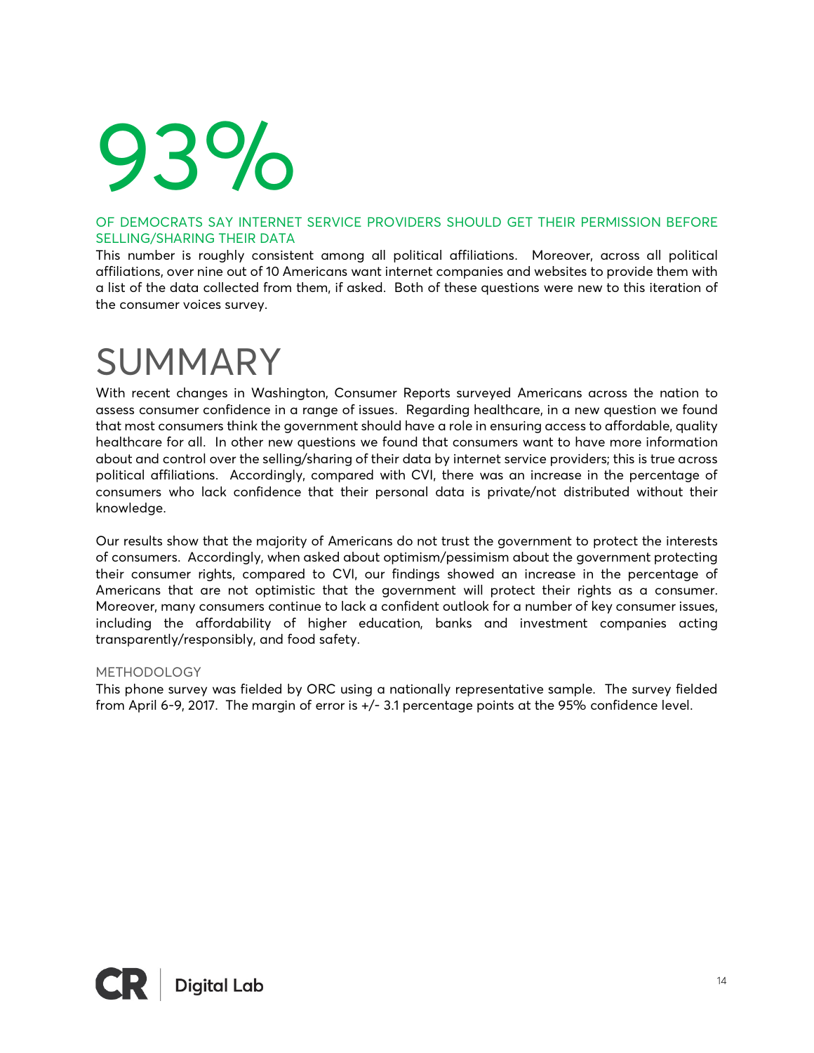# 93%

OF DEMOCRATS SAY INTERNET SERVICE PROVIDERS SHOULD GET THEIR PERMISSION BEFORE SELLING/SHARING THEIR DATA

This number is roughly consistent among all political affiliations. Moreover, across all political affiliations, over nine out of 10 Americans want internet companies and websites to provide them with a list of the data collected from them, if asked. Both of these questions were new to this iteration of the consumer voices survey.

# SUMMARY

With recent changes in Washington, Consumer Reports surveyed Americans across the nation to assess consumer confidence in a range of issues. Regarding healthcare, in a new question we found that most consumers think the government should have a role in ensuring access to affordable, quality healthcare for all. In other new questions we found that consumers want to have more information about and control over the selling/sharing of their data by internet service providers; this is true across political affiliations. Accordingly, compared with CVI, there was an increase in the percentage of consumers who lack confidence that their personal data is private/not distributed without their knowledge.

Our results show that the majority of Americans do not trust the government to protect the interests of consumers. Accordingly, when asked about optimism/pessimism about the government protecting their consumer rights, compared to CVI, our findings showed an increase in the percentage of Americans that are not optimistic that the government will protect their rights as a consumer. Moreover, many consumers continue to lack a confident outlook for a number of key consumer issues, including the affordability of higher education, banks and investment companies acting transparently/responsibly, and food safety.

### METHODOLOGY

This phone survey was fielded by ORC using a nationally representative sample. The survey fielded from April 6-9, 2017. The margin of error is +/- 3.1 percentage points at the 95% confidence level.